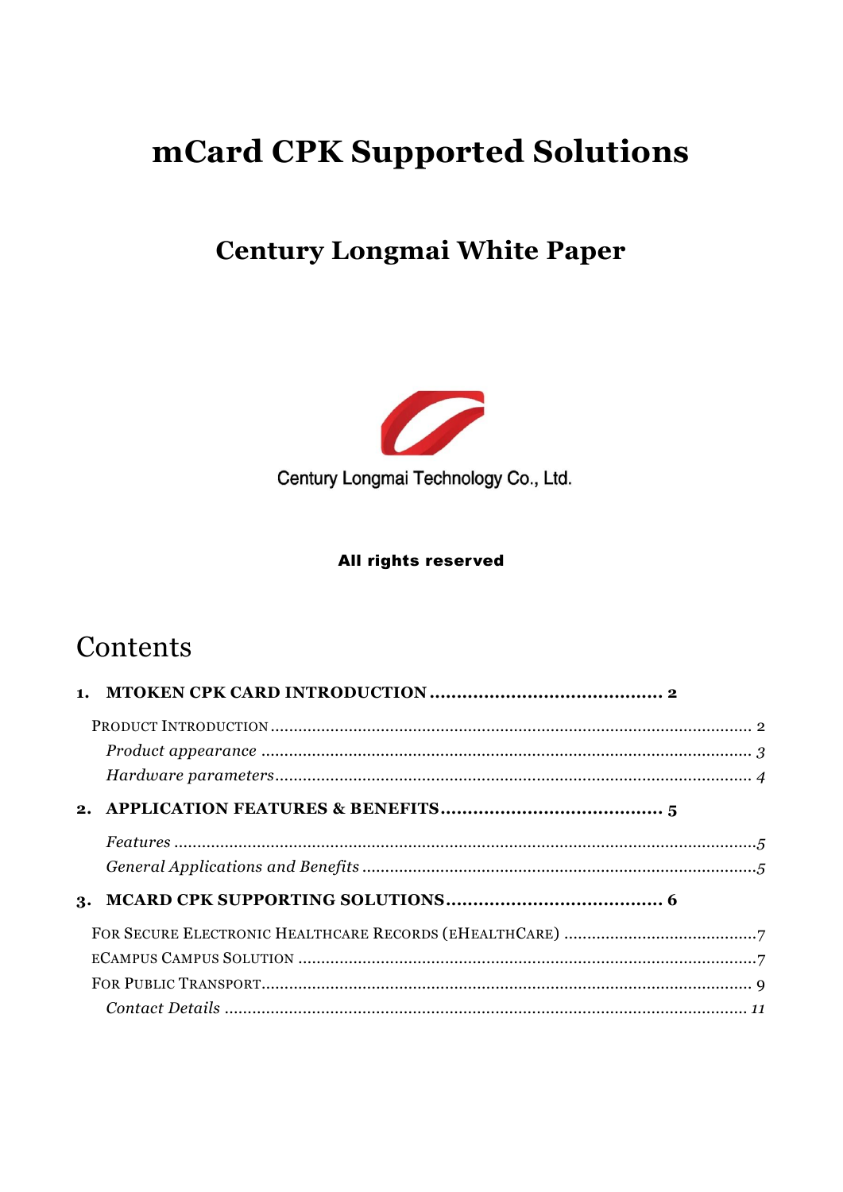# mCard CPK Supported Solutions

## Century Longmai White Paper

Century Longmai Technology Co., Ltd.

**All rights reserved**

## Contents

**1. MTOKEN CPK CARD INTRODUCTION ........................................... 2**

PRODUCT INTRODUCTION ........................................................................................................ 2

*Product appearance* .......................................................................................................... 3

*Hardware parameters* ....................................................................................................... 4

**2. APPLICATION FEATURES & BENEFITS ......................................... 5**

*Features* ..............................................................................................................................5

*General Applications and Benefits* .....................................................................................5

**3. MCARD CPK SUPPORTING SOLUTIONS ........................................ 6**

FOR SECURE ELECTRONIC HEALTHCARE RECORDS (EHEALTHCARE) ..........................................7

ECAMPUS CAMPUS SOLUTION ...................................................................................................7

FOR PUBLIC TRANSPORT.......................................................................................................... 9

*Contact Details* .................................................................................................................. 11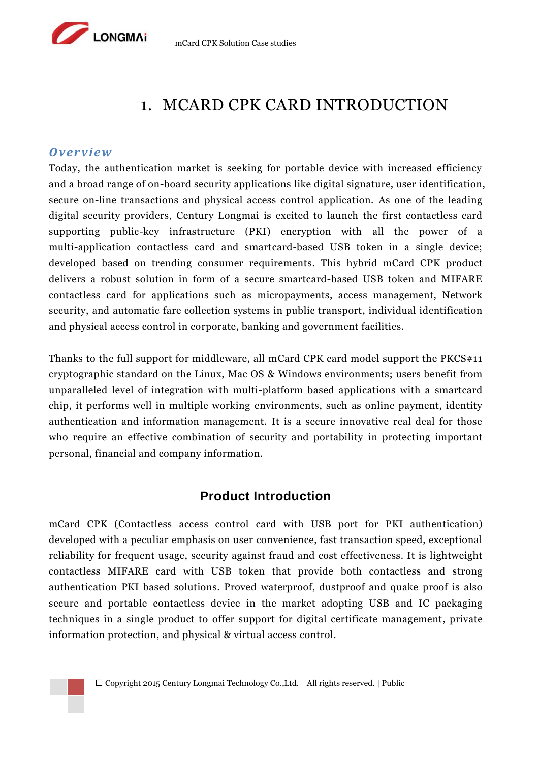# 1. MCARD CPK CARD INTRODUCTION

### *Overview*

Today, the authentication market is seeking for portable device with increased efficiency and a broad range of on-board security applications like digital signature, user identification, secure on-line transactions and physical access control application. As one of the leading digital security providers, Century Longmai is excited to launch the first contactless card supporting public-key infrastructure (PKI) encryption with all the power of a multi-application contactless card and smartcard-based USB token in a single device; developed based on trending consumer requirements. This hybrid mCard CPK product delivers a robust solution in form of a secure smartcard-based USB token and MIFARE contactless card for applications such as micropayments, access management, Network security, and automatic fare collection systems in public transport, individual identification and physical access control in corporate, banking and government facilities.

Thanks to the full support for middleware, all mCard CPK card model support the PKCS#11 cryptographic standard on the Linux, Mac OS & Windows environments; users benefit from unparalleled level of integration with multi-platform based applications with a smartcard chip, it performs well in multiple working environments, such as online payment, identity authentication and information management. It is a secure innovative real deal for those who require an effective combination of security and portability in protecting important personal, financial and company information.

## Product Introduction

mCard CPK (Contactless access control card with USB port for PKI authentication) developed with a peculiar emphasis on user convenience, fast transaction speed, exceptional reliability for frequent usage, security against fraud and cost effectiveness. It is lightweight contactless MIFARE card with USB token that provide both contactless and strong authentication PKI based solutions. Proved waterproof, dustproof and quake proof is also secure and portable contactless device in the market adopting USB and IC packaging techniques in a single product to offer support for digital certificate management, private information protection, and physical & virtual access control.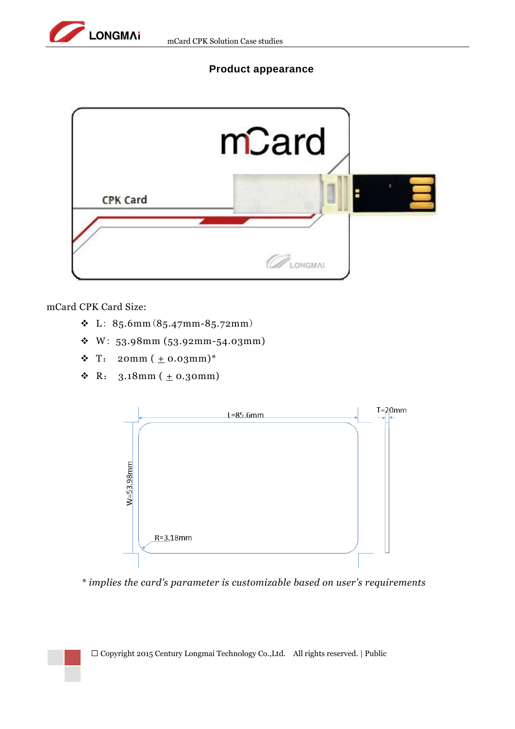## Product appearance

mCard CPK Card Size:

- ❖ L: 85.6mm (85.47mm-85.72mm)
- ❖ W: 53.98mm (53.92mm-54.03mm)
- ❖ T: 20mm ( ± 0.03mm)*
- ❖ R: 3.18mm ( ± 0.30mm)

*\* implies the card's parameter is customizable based on user's requirements*

☐ Copyright 2015 Century Longmai Technology Co.,Ltd. All rights reserved. | Public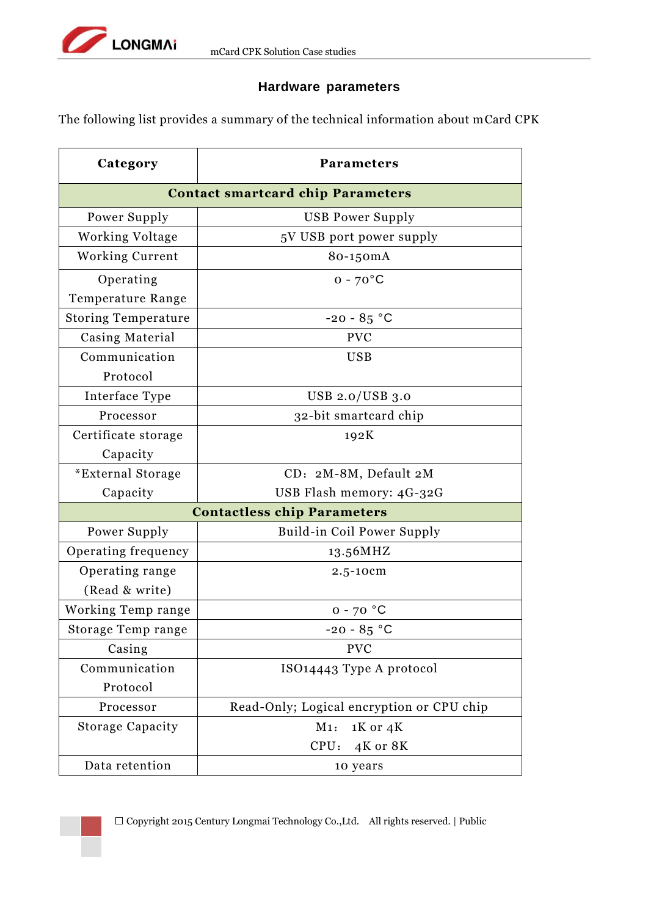## Hardware parameters

The following list provides a summary of the technical information about mCard CPK

| Category | Parameters |
|---|---|
| **Contact smartcard chip Parameters** | |
| Power Supply | USB Power Supply |
| Working Voltage | 5V USB port power supply |
| Working Current | 80-150mA |
| Operating Temperature Range | 0 - 70°C |
| Storing Temperature | -20 - 85 °C |
| Casing Material | PVC |
| Communication Protocol | USB |
| Interface Type | USB 2.0/USB 3.0 |
| Processor | 32-bit smartcard chip |
| Certificate storage Capacity | 192K |
| *External Storage Capacity | CD：2M-8M, Default 2M<br>USB Flash memory: 4G-32G |
| **Contactless chip Parameters** | |
| Power Supply | Build-in Coil Power Supply |
| Operating frequency | 13.56MHZ |
| Operating range (Read & write) | 2.5-10cm |
| Working Temp range | 0 - 70 °C |
| Storage Temp range | -20 - 85 °C |
| Casing | PVC |
| Communication Protocol | ISO14443 Type A protocol |
| Processor | Read-Only; Logical encryption or CPU chip |
| Storage Capacity | M1： 1K or 4K<br>CPU： 4K or 8K |
| Data retention | 10 years |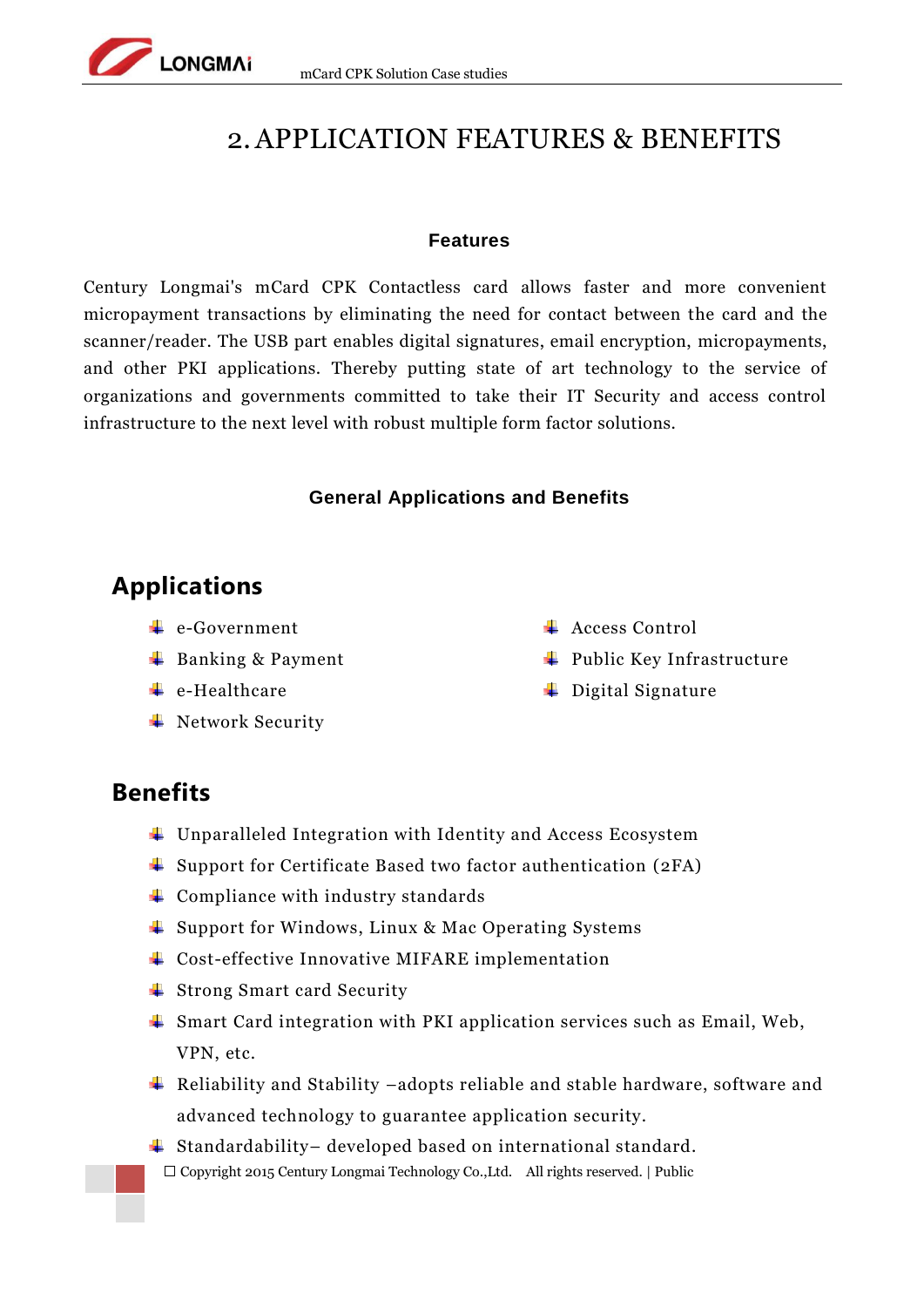# 2. APPLICATION FEATURES & BENEFITS

### Features

Century Longmai's mCard CPK Contactless card allows faster and more convenient micropayment transactions by eliminating the need for contact between the card and the scanner/reader. The USB part enables digital signatures, email encryption, micropayments, and other PKI applications. Thereby putting state of art technology to the service of organizations and governments committed to take their IT Security and access control infrastructure to the next level with robust multiple form factor solutions.

### General Applications and Benefits

## Applications

- e-Government
- Banking & Payment
- e-Healthcare
- Network Security
- Access Control
- Public Key Infrastructure
- Digital Signature

## Benefits

- Unparalleled Integration with Identity and Access Ecosystem
- Support for Certificate Based two factor authentication (2FA)
- Compliance with industry standards
- Support for Windows, Linux & Mac Operating Systems
- Cost-effective Innovative MIFARE implementation
- Strong Smart card Security
- Smart Card integration with PKI application services such as Email, Web, VPN, etc.
- Reliability and Stability –adopts reliable and stable hardware, software and advanced technology to guarantee application security.
- Standardability– developed based on international standard.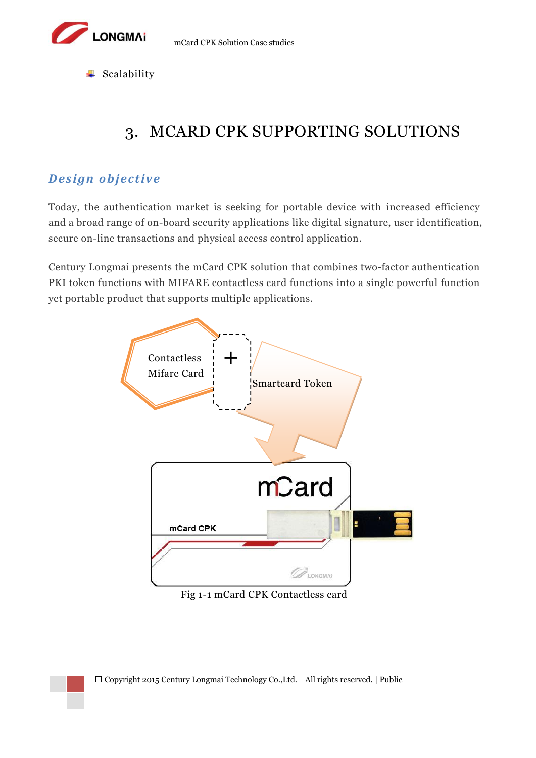- Scalability

# 3. MCARD CPK SUPPORTING SOLUTIONS

## *Design objective*

Today, the authentication market is seeking for portable device with increased efficiency and a broad range of on-board security applications like digital signature, user identification, secure on-line transactions and physical access control application.

Century Longmai presents the mCard CPK solution that combines two-factor authentication PKI token functions with MIFARE contactless card functions into a single powerful function yet portable product that supports multiple applications.

Contactless Mifare Card

+

Smartcard Token

mCard

mCard CPK

Fig 1-1 mCard CPK Contactless card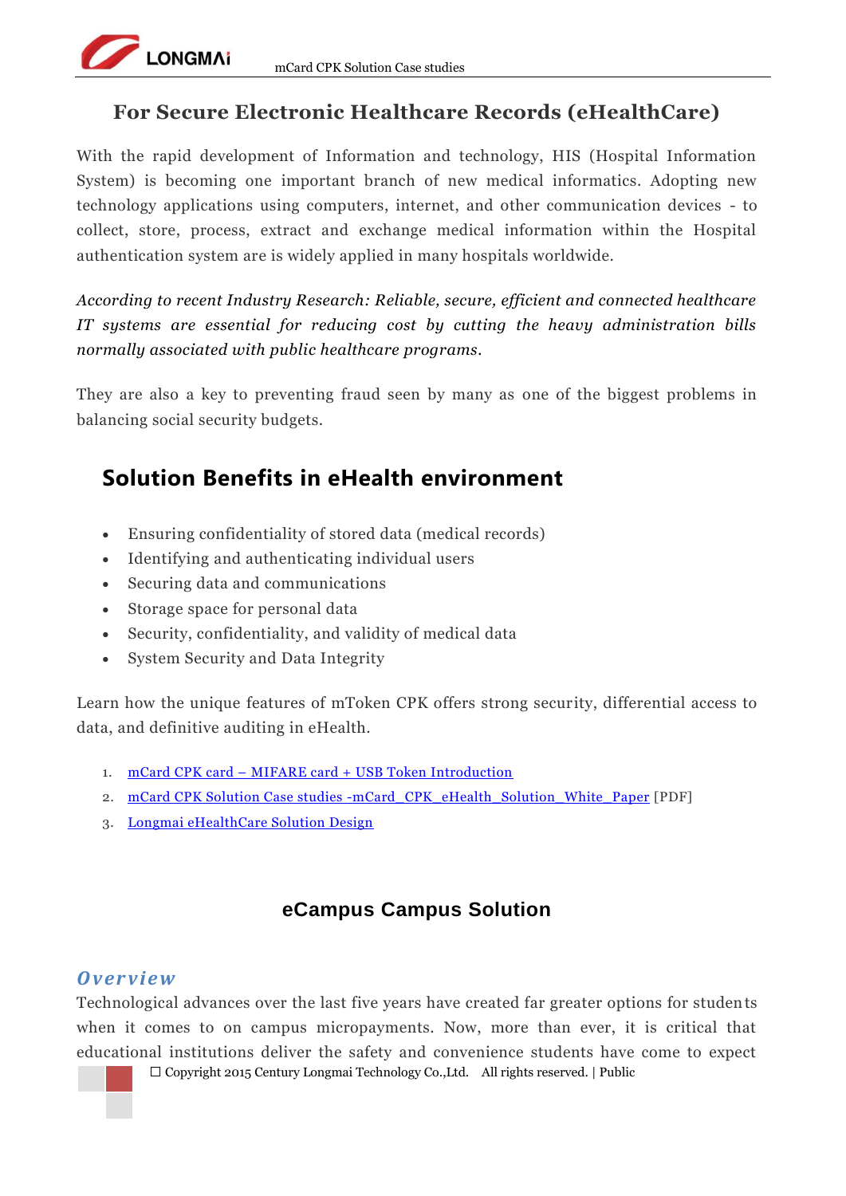## For Secure Electronic Healthcare Records (eHealthCare)

With the rapid development of Information and technology, HIS (Hospital Information System) is becoming one important branch of new medical informatics. Adopting new technology applications using computers, internet, and other communication devices - to collect, store, process, extract and exchange medical information within the Hospital authentication system are is widely applied in many hospitals worldwide.

*According to recent Industry Research: Reliable, secure, efficient and connected healthcare IT systems are essential for reducing cost by cutting the heavy administration bills normally associated with public healthcare programs.*

They are also a key to preventing fraud seen by many as one of the biggest problems in balancing social security budgets.

## Solution Benefits in eHealth environment

- Ensuring confidentiality of stored data (medical records)
- Identifying and authenticating individual users
- Securing data and communications
- Storage space for personal data
- Security, confidentiality, and validity of medical data
- System Security and Data Integrity

Learn how the unique features of mToken CPK offers strong security, differential access to data, and definitive auditing in eHealth.

1. mCard CPK card – MIFARE card + USB Token Introduction
2. mCard CPK Solution Case studies -mCard_CPK_eHealth_Solution_White_Paper [PDF]
3. Longmai eHealthCare Solution Design

## eCampus Campus Solution

### *Overview*

Technological advances over the last five years have created far greater options for students when it comes to on campus micropayments. Now, more than ever, it is critical that educational institutions deliver the safety and convenience students have come to expect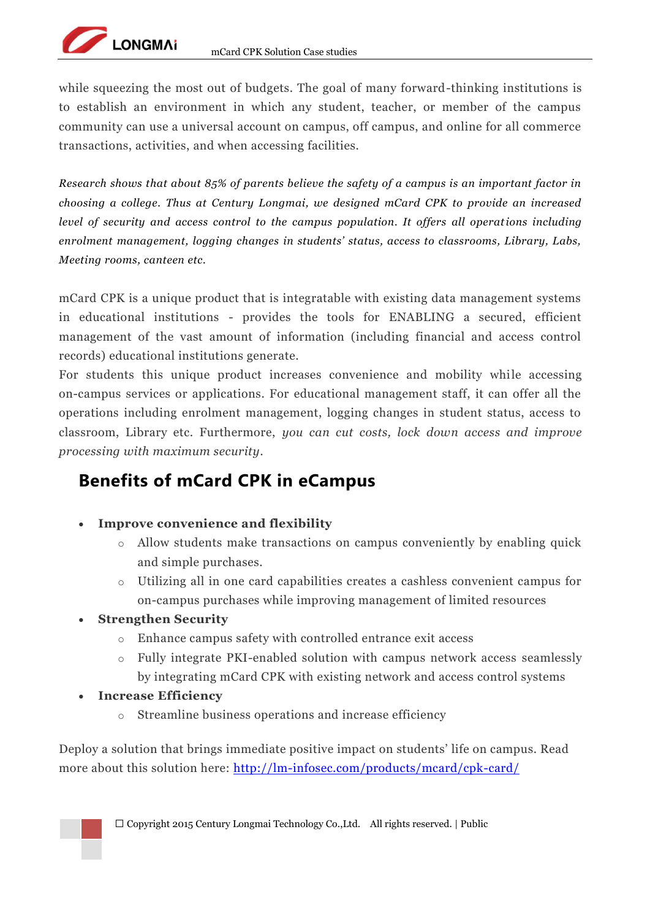while squeezing the most out of budgets. The goal of many forward-thinking institutions is to establish an environment in which any student, teacher, or member of the campus community can use a universal account on campus, off campus, and online for all commerce transactions, activities, and when accessing facilities.

*Research shows that about 85% of parents believe the safety of a campus is an important factor in choosing a college. Thus at Century Longmai, we designed mCard CPK to provide an increased level of security and access control to the campus population. It offers all operations including enrolment management, logging changes in students' status, access to classrooms, Library, Labs, Meeting rooms, canteen etc.*

mCard CPK is a unique product that is integratable with existing data management systems in educational institutions - provides the tools for ENABLING a secured, efficient management of the vast amount of information (including financial and access control records) educational institutions generate.

For students this unique product increases convenience and mobility while accessing on-campus services or applications. For educational management staff, it can offer all the operations including enrolment management, logging changes in student status, access to classroom, Library etc. Furthermore, *you can cut costs, lock down access and improve processing with maximum security*.

## Benefits of mCard CPK in eCampus

- **Improve convenience and flexibility**
  - Allow students make transactions on campus conveniently by enabling quick and simple purchases.
  - Utilizing all in one card capabilities creates a cashless convenient campus for on-campus purchases while improving management of limited resources
- **Strengthen Security**
  - Enhance campus safety with controlled entrance exit access
  - Fully integrate PKI-enabled solution with campus network access seamlessly by integrating mCard CPK with existing network and access control systems
- **Increase Efficiency**
  - Streamline business operations and increase efficiency

Deploy a solution that brings immediate positive impact on students' life on campus. Read more about this solution here: [http://lm-infosec.com/products/mcard/cpk-card/](http://lm-infosec.com/products/mcard/cpk-card/)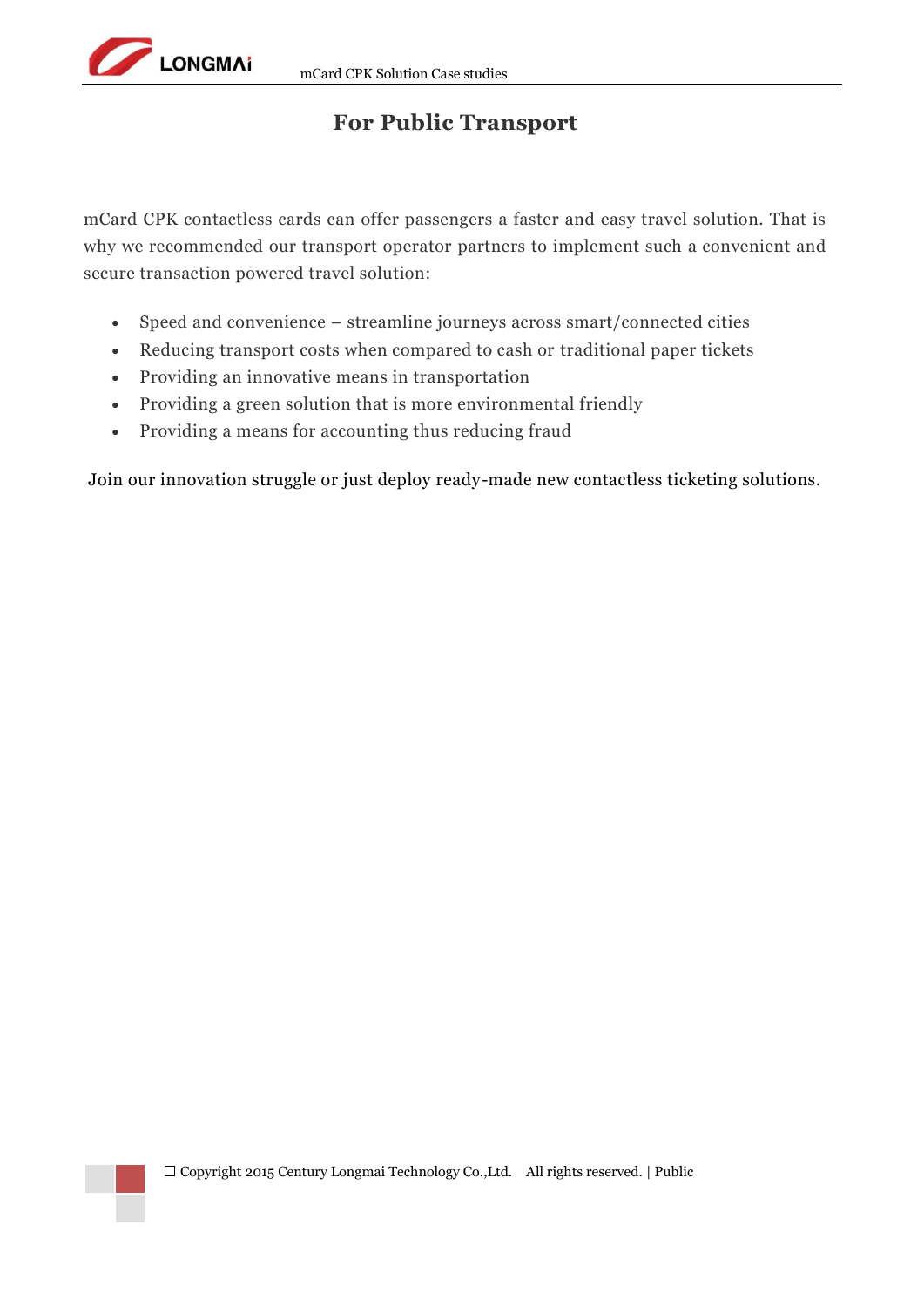# For Public Transport

mCard CPK contactless cards can offer passengers a faster and easy travel solution. That is why we recommended our transport operator partners to implement such a convenient and secure transaction powered travel solution:

- Speed and convenience – streamline journeys across smart/connected cities
- Reducing transport costs when compared to cash or traditional paper tickets
- Providing an innovative means in transportation
- Providing a green solution that is more environmental friendly
- Providing a means for accounting thus reducing fraud

Join our innovation struggle or just deploy ready-made new contactless ticketing solutions.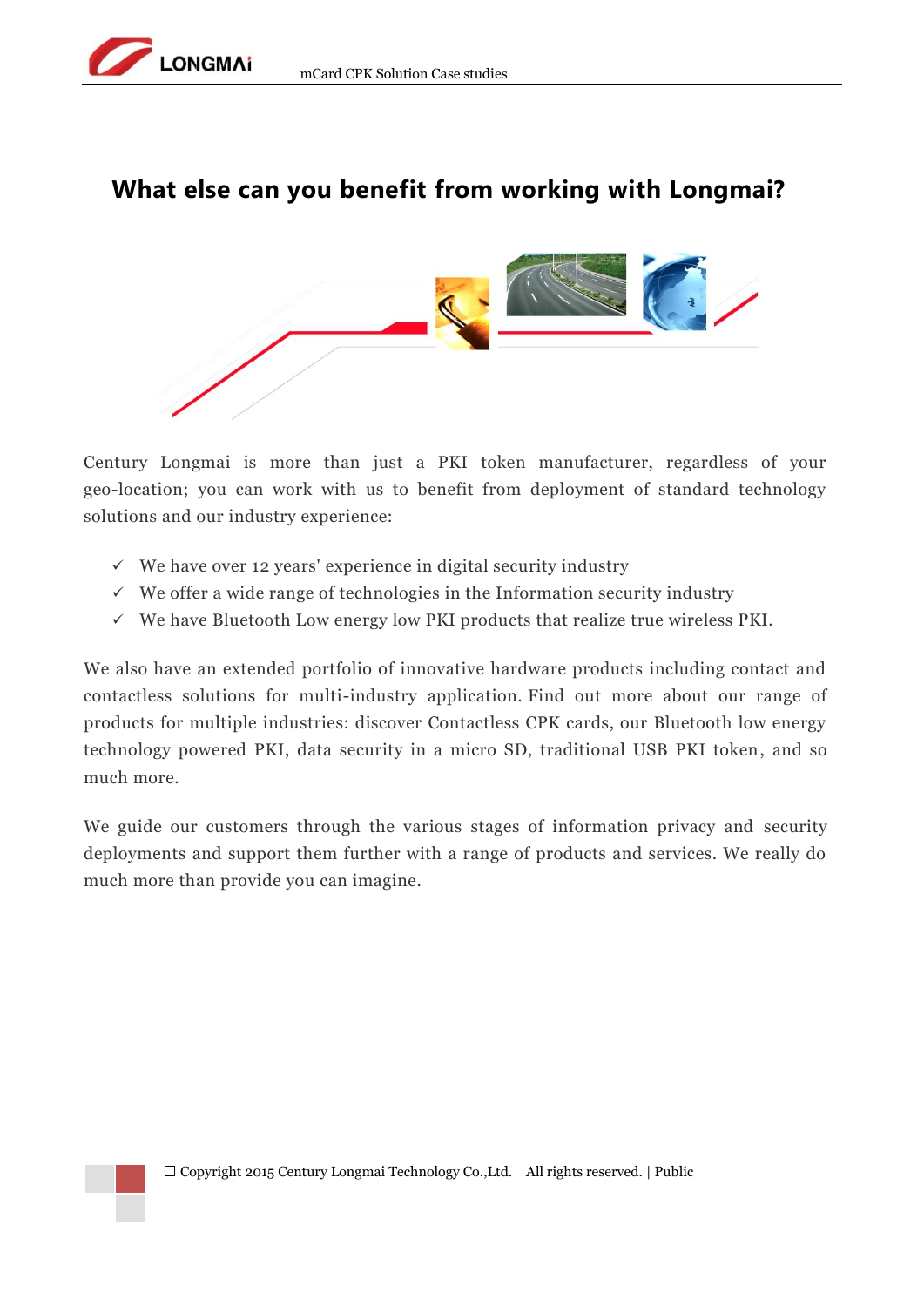## What else can you benefit from working with Longmai?

Century Longmai is more than just a PKI token manufacturer, regardless of your geo-location; you can work with us to benefit from deployment of standard technology solutions and our industry experience:

- ✓ We have over 12 years' experience in digital security industry
- ✓ We offer a wide range of technologies in the Information security industry
- ✓ We have Bluetooth Low energy low PKI products that realize true wireless PKI.

We also have an extended portfolio of innovative hardware products including contact and contactless solutions for multi-industry application. Find out more about our range of products for multiple industries: discover Contactless CPK cards, our Bluetooth low energy technology powered PKI, data security in a micro SD, traditional USB PKI token, and so much more.

We guide our customers through the various stages of information privacy and security deployments and support them further with a range of products and services. We really do much more than provide you can imagine.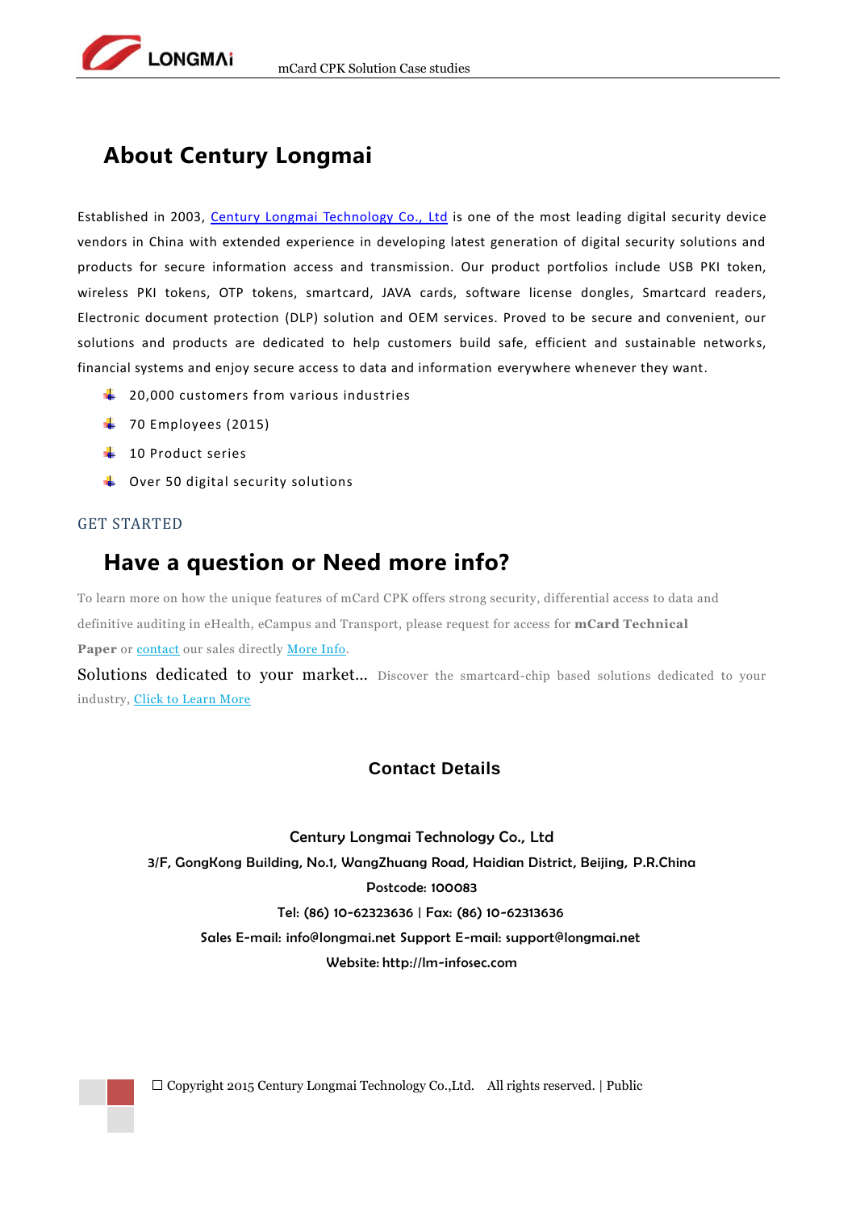## About Century Longmai

Established in 2003, Century Longmai Technology Co., Ltd is one of the most leading digital security device vendors in China with extended experience in developing latest generation of digital security solutions and products for secure information access and transmission. Our product portfolios include USB PKI token, wireless PKI tokens, OTP tokens, smartcard, JAVA cards, software license dongles, Smartcard readers, Electronic document protection (DLP) solution and OEM services. Proved to be secure and convenient, our solutions and products are dedicated to help customers build safe, efficient and sustainable networks, financial systems and enjoy secure access to data and information everywhere whenever they want.

- 20,000 customers from various industries
- 70 Employees (2015)
- 10 Product series
- Over 50 digital security solutions

GET STARTED

## Have a question or Need more info?

To learn more on how the unique features of mCard CPK offers strong security, differential access to data and definitive auditing in eHealth, eCampus and Transport, please request for access for **mCard Technical Paper** or contact our sales directly More Info.

Solutions dedicated to your market... Discover the smartcard-chip based solutions dedicated to your industry, Click to Learn More

### Contact Details

**Century Longmai Technology Co., Ltd**

**3/F, GongKong Building, No.1, WangZhuang Road, Haidian District, Beijing, P.R.China**

**Postcode: 100083**

**Tel: (86) 10-62323636 | Fax: (86) 10-62313636**

**Sales E-mail: info@longmai.net Support E-mail: support@longmai.net**

**Website: http://lm-infosec.com**

☐ Copyright 2015 Century Longmai Technology Co.,Ltd. All rights reserved. | Public